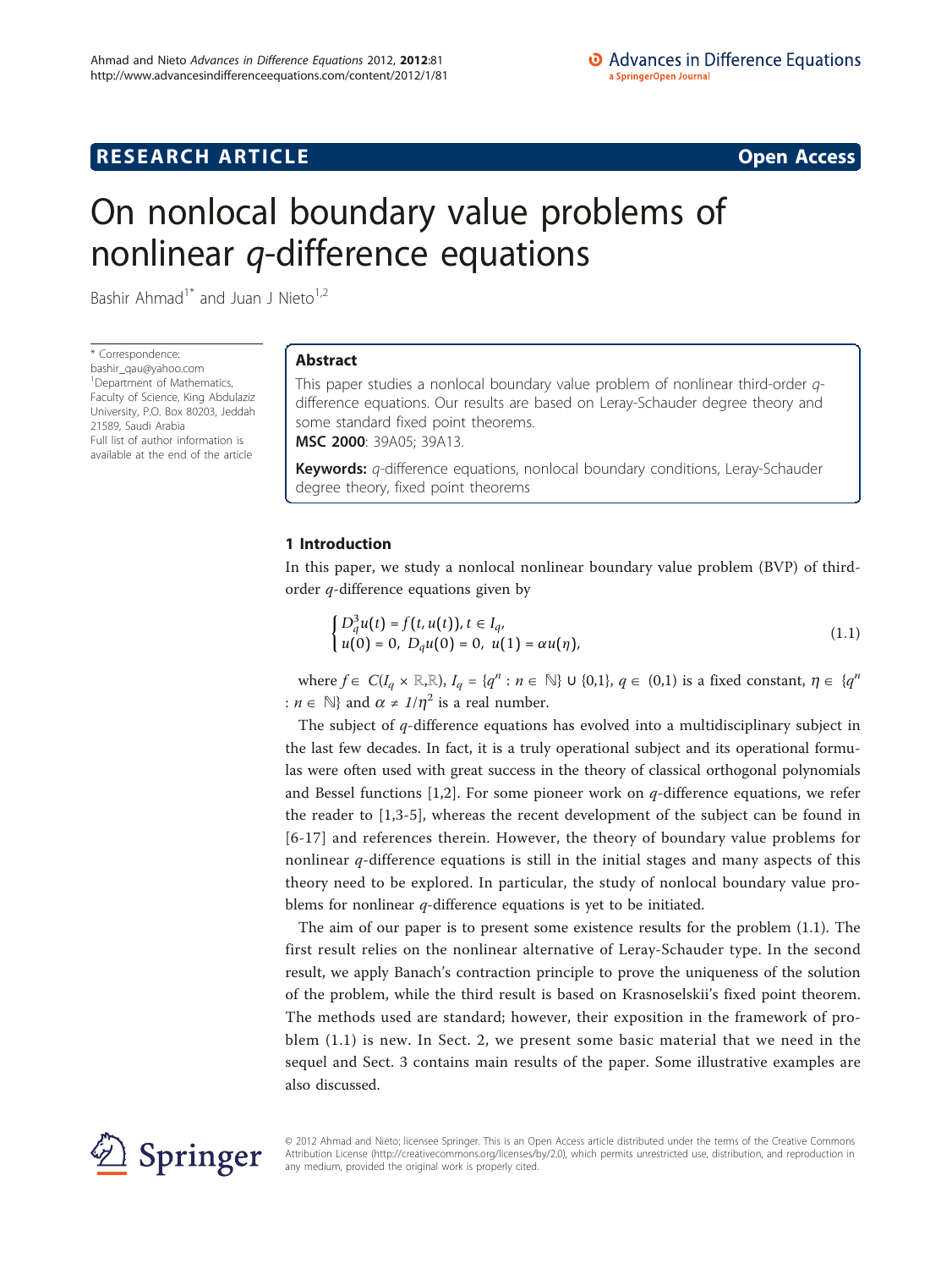RESEARCH ARTICLE **Open Access**

# On nonlocal boundary value problems of nonlinear $q$-difference equations

Bashir Ahmad[1*] and Juan J Nieto[1,2]

\* Correspondence: bashir_qau@yahoo.com
[1]Department of Mathematics, Faculty of Science, King Abdulaziz University, P.O. Box 80203, Jeddah 21589, Saudi Arabia
Full list of author information is available at the end of the article

## Abstract

This paper studies a nonlocal boundary value problem of nonlinear third-order $q$-difference equations. Our results are based on Leray-Schauder degree theory and some standard fixed point theorems.

**MSC 2000**: 39A05; 39A13.

**Keywords:** $q$-difference equations, nonlocal boundary conditions, Leray-Schauder degree theory, fixed point theorems

## 1 Introduction

In this paper, we study a nonlocal nonlinear boundary value problem (BVP) of third-order $q$-difference equations given by

$$\begin{cases} D_q^3 u(t) = f(t, u(t)), \, t \in I_q, \\ u(0) = 0, \; D_q u(0) = 0, \; u(1) = \alpha u(\eta), \end{cases} \tag{1.1}$$

where $f \in C(I_q \times \mathbb{R}, \mathbb{R})$, $I_q = \{q^n : n \in \mathbb{N}\} \cup \{0,1\}$, $q \in (0,1)$ is a fixed constant, $\eta \in \{q^n : n \in \mathbb{N}\}$ and $\alpha \neq 1/\eta^2$ is a real number.

The subject of $q$-difference equations has evolved into a multidisciplinary subject in the last few decades. In fact, it is a truly operational subject and its operational formulas were often used with great success in the theory of classical orthogonal polynomials and Bessel functions [1,2]. For some pioneer work on $q$-difference equations, we refer the reader to [1,3-5], whereas the recent development of the subject can be found in [6-17] and references therein. However, the theory of boundary value problems for nonlinear $q$-difference equations is still in the initial stages and many aspects of this theory need to be explored. In particular, the study of nonlocal boundary value problems for nonlinear $q$-difference equations is yet to be initiated.

The aim of our paper is to present some existence results for the problem (1.1). The first result relies on the nonlinear alternative of Leray-Schauder type. In the second result, we apply Banach's contraction principle to prove the uniqueness of the solution of the problem, while the third result is based on Krasnoselskii's fixed point theorem. The methods used are standard; however, their exposition in the framework of problem (1.1) is new. In Sect. 2, we present some basic material that we need in the sequel and Sect. 3 contains main results of the paper. Some illustrative examples are also discussed.

© 2012 Ahmad and Nieto; licensee Springer. This is an Open Access article distributed under the terms of the Creative Commons Attribution License (http://creativecommons.org/licenses/by/2.0), which permits unrestricted use, distribution, and reproduction in any medium, provided the original work is properly cited.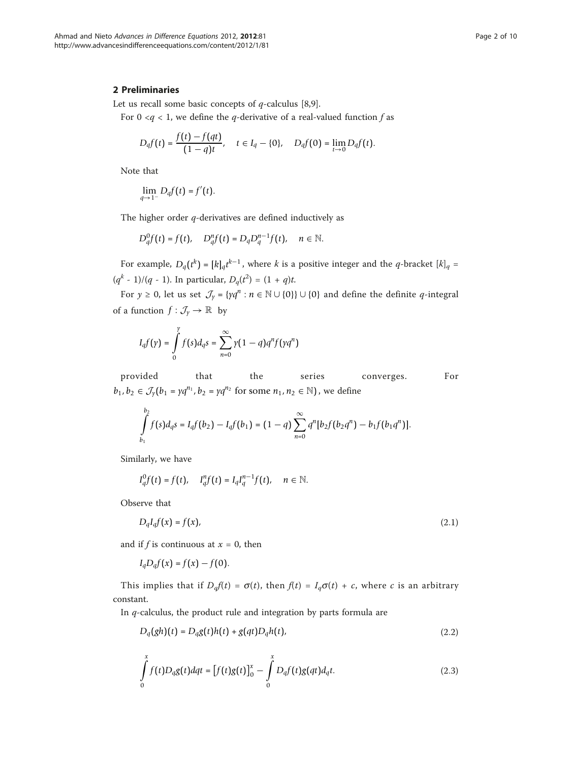## 2 Preliminaries

Let us recall some basic concepts of $q$-calculus [8,9].

For $0 < q < 1$, we define the $q$-derivative of a real-valued function $f$ as

$$D_q f(t) = \frac{f(t) - f(qt)}{(1-q)t}, \quad t \in I_q - \{0\}, \quad D_q f(0) = \lim_{t \to 0} D_q f(t).$$

Note that

$$\lim_{q \to 1^-} D_q f(t) = f'(t).$$

The higher order $q$-derivatives are defined inductively as

$$D_q^0 f(t) = f(t), \quad D_q^n f(t) = D_q D_q^{n-1} f(t), \quad n \in \mathbb{N}.$$

For example, $D_q(t^k) = [k]_q t^{k-1}$, where $k$ is a positive integer and the $q$-bracket $[k]_q = (q^k - 1)/(q - 1)$. In particular, $D_q(t^2) = (1 + q)t$.

For $y \geq 0$, let us set $\mathcal{J}_y = \{yq^n : n \in \mathbb{N} \cup \{0\}\} \cup \{0\}$ and define the definite $q$-integral of a function $f : \mathcal{J}_y \to \mathbb{R}$ by

$$I_q f(y) = \int_0^y f(s) d_q s = \sum_{n=0}^{\infty} y(1-q) q^n f(yq^n)$$

provided that the series converges. For $b_1, b_2 \in \mathcal{J}_y (b_1 = yq^{n_1}, b_2 = yq^{n_2}$ for some $n_1, n_2 \in \mathbb{N})$, we define

$$\int_{b_1}^{b_2} f(s) d_q s = I_q f(b_2) - I_q f(b_1) = (1-q) \sum_{n=0}^{\infty} q^n [b_2 f(b_2 q^n) - b_1 f(b_1 q^n)].$$

Similarly, we have

$$I_q^0 f(t) = f(t), \quad I_q^n f(t) = I_q I_q^{n-1} f(t), \quad n \in \mathbb{N}.$$

Observe that

$$D_q I_q f(x) = f(x), \tag{2.1}$$

and if $f$ is continuous at $x = 0$, then

$$I_q D_q f(x) = f(x) - f(0).$$

This implies that if $D_q f(t) = \sigma(t)$, then $f(t) = I_q \sigma(t) + c$, where $c$ is an arbitrary constant.

In $q$-calculus, the product rule and integration by parts formula are

$$D_q(gh)(t) = D_q g(t) h(t) + g(qt) D_q h(t), \tag{2.2}$$

$$\int_0^x f(t) D_q g(t) dqt = \left[f(t)g(t)\right]_0^x - \int_0^x D_q f(t) g(qt) d_q t. \tag{2.3}$$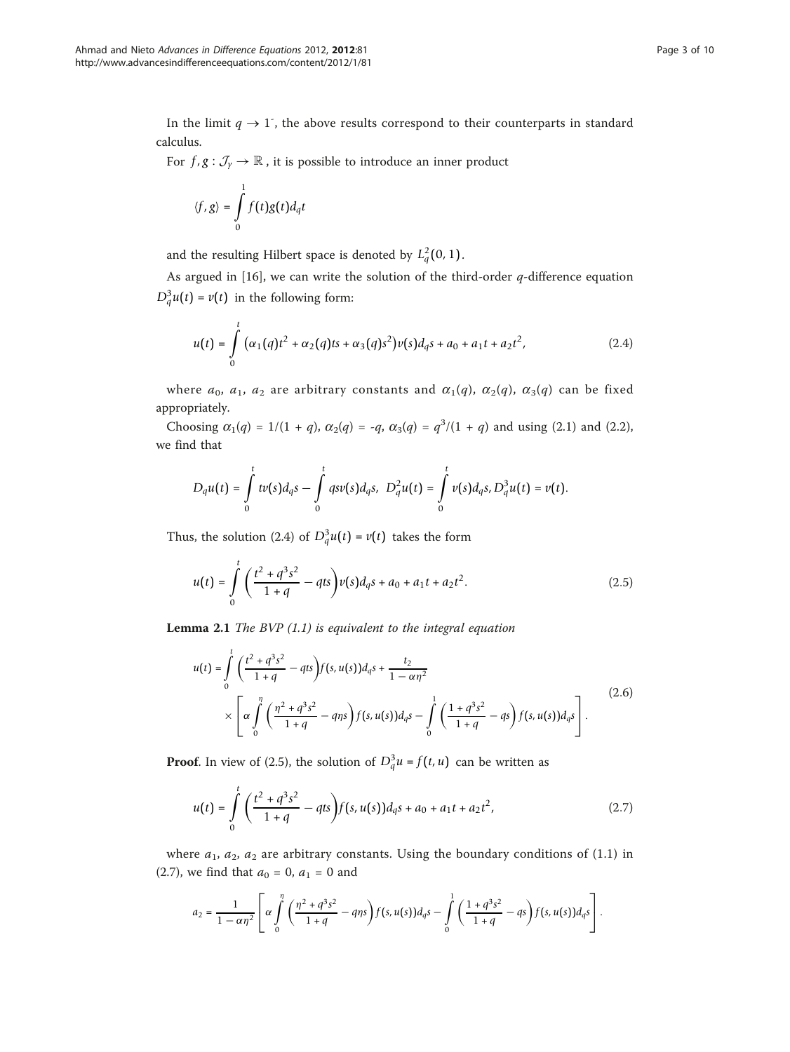In the limit $q \to 1^-$, the above results correspond to their counterparts in standard calculus.

For $f, g : \mathcal{J}_\gamma \to \mathbb{R}$, it is possible to introduce an inner product

$$\langle f, g \rangle = \int_0^1 f(t)g(t)d_qt$$

and the resulting Hilbert space is denoted by $L_q^2(0, 1)$.

As argued in [16], we can write the solution of the third-order $q$-difference equation $D_q^3 u(t) = v(t)$ in the following form:

$$u(t) = \int_0^t \left(\alpha_1(q)t^2 + \alpha_2(q)ts + \alpha_3(q)s^2\right)v(s)d_qs + a_0 + a_1 t + a_2 t^2, \tag{2.4}$$

where $a_0$, $a_1$, $a_2$ are arbitrary constants and $\alpha_1(q)$, $\alpha_2(q)$, $\alpha_3(q)$ can be fixed appropriately.

Choosing $\alpha_1(q) = 1/(1 + q)$, $\alpha_2(q) = -q$, $\alpha_3(q) = q^3/(1 + q)$ and using (2.1) and (2.2), we find that

$$D_q u(t) = \int_0^t tv(s)d_qs - \int_0^t qsv(s)d_qs,\ \ D_q^2 u(t) = \int_0^t v(s)d_qs, D_q^3 u(t) = v(t).$$

Thus, the solution (2.4) of $D_q^3 u(t) = v(t)$ takes the form

$$u(t) = \int_0^t \left(\frac{t^2 + q^3 s^2}{1 + q} - qts\right)v(s)d_qs + a_0 + a_1 t + a_2 t^2. \tag{2.5}$$

**Lemma 2.1** *The BVP (1.1) is equivalent to the integral equation*

$$\begin{aligned} u(t) = &\int_0^t \left(\frac{t^2 + q^3 s^2}{1 + q} - qts\right)f(s, u(s))d_qs + \frac{t_2}{1 - \alpha\eta^2} \\ &\times \left[\alpha \int_0^\eta \left(\frac{\eta^2 + q^3 s^2}{1 + q} - q\eta s\right)f(s, u(s))d_qs - \int_0^1 \left(\frac{1 + q^3 s^2}{1 + q} - qs\right)f(s, u(s))d_qs\right]. \end{aligned} \tag{2.6}$$

**Proof**. In view of (2.5), the solution of $D_q^3 u = f(t, u)$ can be written as

$$u(t) = \int_0^t \left(\frac{t^2 + q^3 s^2}{1 + q} - qts\right)f(s, u(s))d_qs + a_0 + a_1 t + a_2 t^2, \tag{2.7}$$

where $a_1$, $a_2$, $a_2$ are arbitrary constants. Using the boundary conditions of (1.1) in (2.7), we find that $a_0 = 0$, $a_1 = 0$ and

$$a_2 = \frac{1}{1 - \alpha\eta^2}\left[\alpha \int_0^\eta \left(\frac{\eta^2 + q^3 s^2}{1 + q} - q\eta s\right)f(s, u(s))d_qs - \int_0^1 \left(\frac{1 + q^3 s^2}{1 + q} - qs\right)f(s, u(s))d_qs\right].$$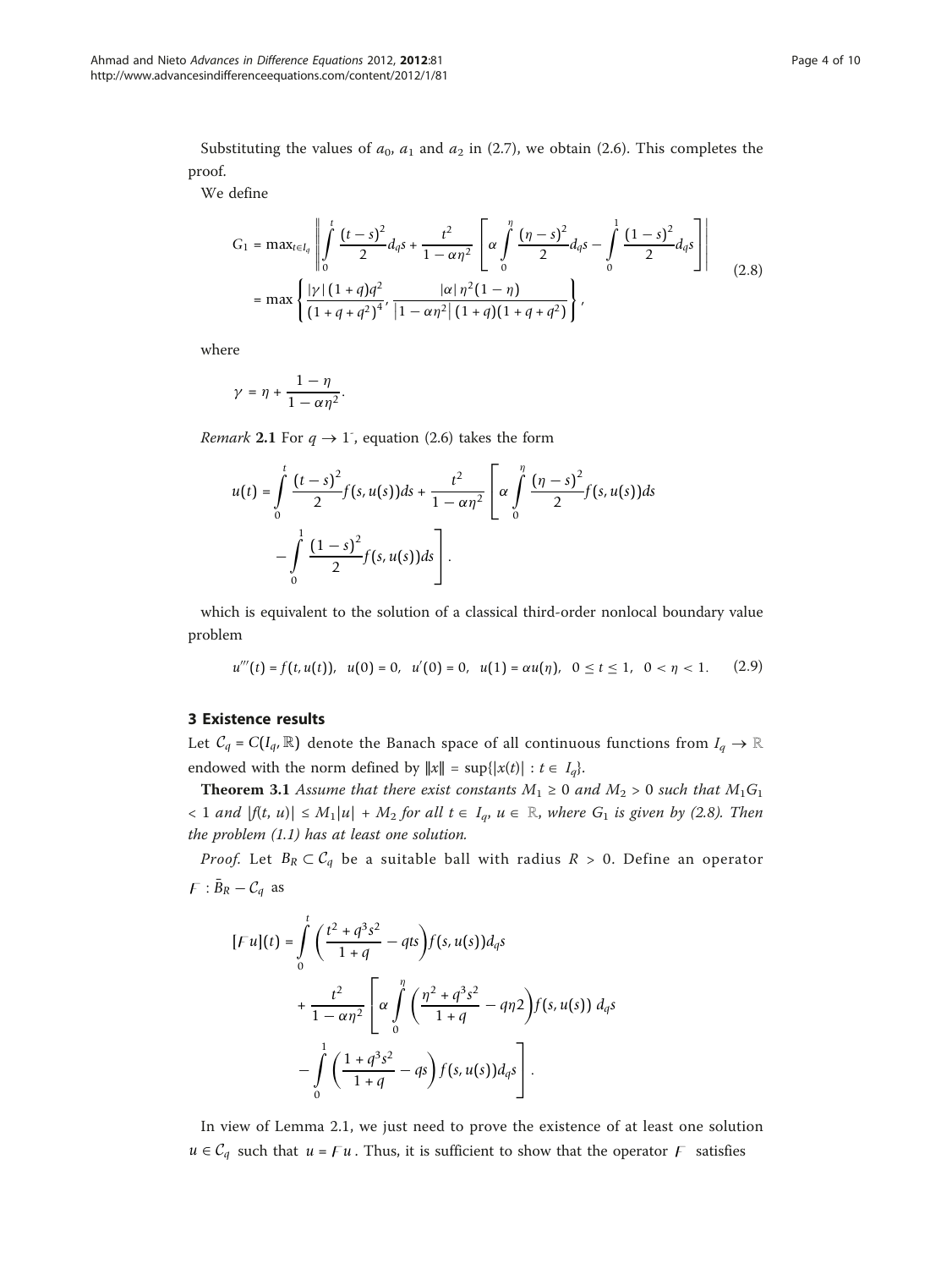Substituting the values of $a_0$, $a_1$ and $a_2$ in (2.7), we obtain (2.6). This completes the proof.

We define

$$
\begin{aligned}
G_1 &= \max_{t \in I_q} \left\| \int_0^t \frac{(t-s)^2}{2} d_q s + \frac{t^2}{1-\alpha\eta^2} \left[ \alpha \int_0^\eta \frac{(\eta-s)^2}{2} d_q s - \int_0^1 \frac{(1-s)^2}{2} d_q s \right] \right| \\
&= \max \left\{ \frac{|\gamma|(1+q)q^2}{(1+q+q^2)^4}, \frac{|\alpha|\eta^2(1-\eta)}{|1-\alpha\eta^2|(1+q)(1+q+q^2)} \right\},
\end{aligned}
\tag{2.8}
$$

where

$$
\gamma = \eta + \frac{1-\eta}{1-\alpha\eta^2}.
$$

*Remark* **2.1** For $q \to 1^-$, equation (2.6) takes the form

$$
u(t) = \int_0^t \frac{(t-s)^2}{2} f(s,u(s)) ds + \frac{t^2}{1-\alpha\eta^2} \left[ \alpha \int_0^\eta \frac{(\eta-s)^2}{2} f(s,u(s)) ds - \int_0^1 \frac{(1-s)^2}{2} f(s,u(s)) ds \right].
$$

which is equivalent to the solution of a classical third-order nonlocal boundary value problem

$$
u'''(t) = f(t,u(t)), \quad u(0) = 0, \quad u'(0) = 0, \quad u(1) = \alpha u(\eta), \quad 0 \le t \le 1, \quad 0 < \eta < 1. \tag{2.9}
$$

## 3 Existence results

Let $\mathcal{C}_q = C(I_q, \mathbb{R})$ denote the Banach space of all continuous functions from $I_q \to \mathbb{R}$ endowed with the norm defined by $\|x\| = \sup\{|x(t)| : t \in I_q\}$.

**Theorem 3.1** *Assume that there exist constants $M_1 \ge 0$ and $M_2 > 0$ such that $M_1 G_1 < 1$ and $|f(t, u)| \le M_1|u| + M_2$ for all $t \in I_q$, $u \in \mathbb{R}$, where $G_1$ is given by (2.8). Then the problem (1.1) has at least one solution.*

*Proof.* Let $B_R \subset \mathcal{C}_q$ be a suitable ball with radius $R > 0$. Define an operator $\mathcal{F} : \bar{B}_R - \mathcal{C}_q$ as

$$
\begin{aligned}
[\mathcal{F}u](t) &= \int_0^t \left( \frac{t^2 + q^3 s^2}{1+q} - qts \right) f(s,u(s)) d_q s \\
&\quad + \frac{t^2}{1-\alpha\eta^2} \left[ \alpha \int_0^\eta \left( \frac{\eta^2 + q^3 s^2}{1+q} - q\eta 2 \right) f(s,u(s))\ d_q s \right. \\
&\quad \left. - \int_0^1 \left( \frac{1 + q^3 s^2}{1+q} - qs \right) f(s,u(s)) d_q s \right].
\end{aligned}
$$

In view of Lemma 2.1, we just need to prove the existence of at least one solution $u \in \mathcal{C}_q$ such that $u = \mathcal{F}u$. Thus, it is sufficient to show that the operator $\mathcal{F}$ satisfies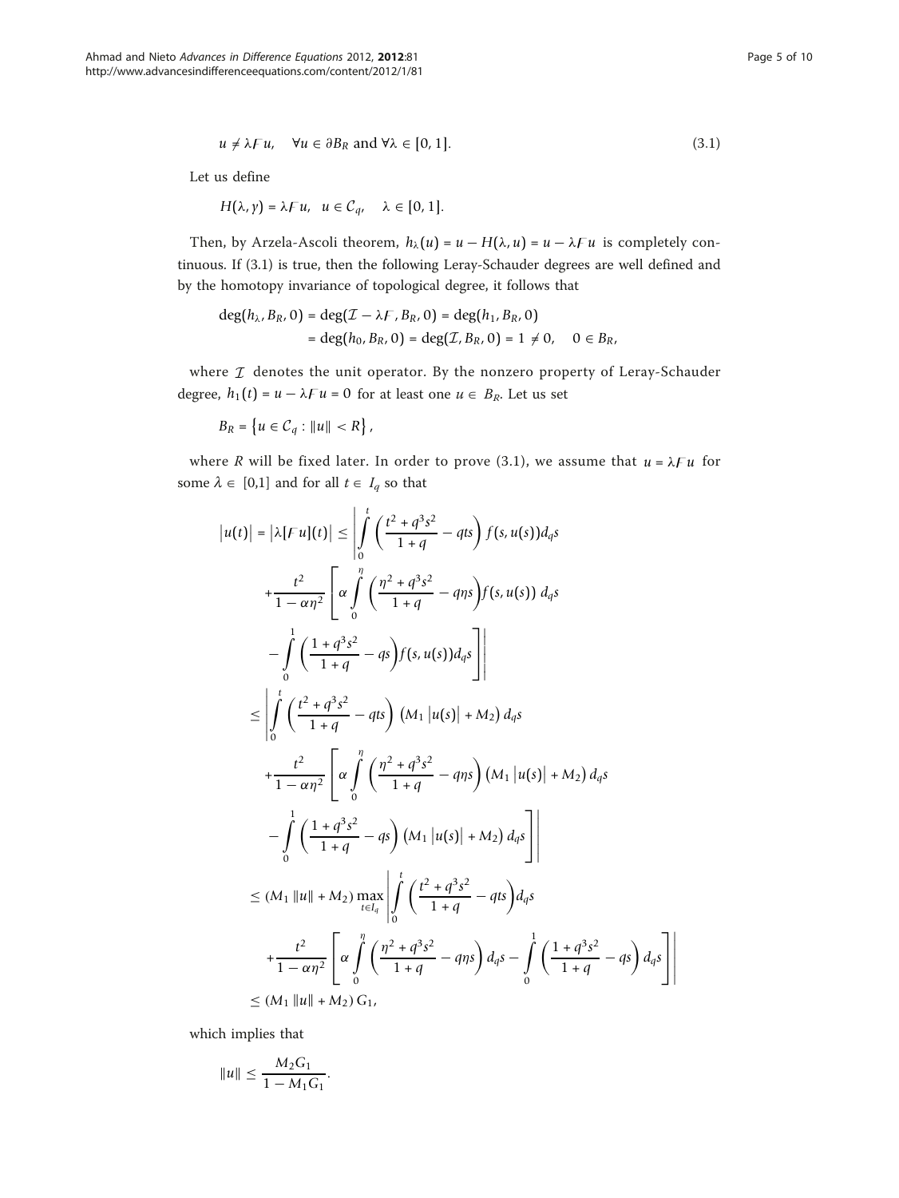$$u \neq \lambda \mathcal{F} u, \quad \forall u \in \partial B_R \text{ and } \forall \lambda \in [0,1]. \tag{3.1}$$

Let us define

$$H(\lambda, \gamma) = \lambda \mathcal{F} u, \quad u \in \mathcal{C}_q, \quad \lambda \in [0,1].$$

Then, by Arzela-Ascoli theorem, $h_\lambda(u) = u - H(\lambda, u) = u - \lambda \mathcal{F} u$ is completely continuous. If (3.1) is true, then the following Leray-Schauder degrees are well defined and by the homotopy invariance of topological degree, it follows that

$$\begin{aligned}
\deg(h_\lambda, B_R, 0) &= \deg(\mathcal{I} - \lambda \mathcal{F}, B_R, 0) = \deg(h_1, B_R, 0) \\
&= \deg(h_0, B_R, 0) = \deg(\mathcal{I}, B_R, 0) = 1 \neq 0, \quad 0 \in B_R,
\end{aligned}$$

where $\mathcal{I}$ denotes the unit operator. By the nonzero property of Leray-Schauder degree, $h_1(t) = u - \lambda \mathcal{F} u = 0$ for at least one $u \in B_R$. Let us set

$$B_R = \left\{ u \in \mathcal{C}_q : \|u\| < R \right\},$$

where $R$ will be fixed later. In order to prove (3.1), we assume that $u = \lambda \mathcal{F} u$ for some $\lambda \in [0,1]$ and for all $t \in I_q$ so that

$$\begin{aligned}
|u(t)| = |\lambda [\mathcal{F} u](t)| &\leq \Bigg| \int_0^t \left( \frac{t^2 + q^3 s^2}{1+q} - qts \right) f(s, u(s)) d_q s \\
&\quad + \frac{t^2}{1 - \alpha \eta^2} \Bigg[ \alpha \int_0^\eta \left( \frac{\eta^2 + q^3 s^2}{1+q} - q\eta s \right) f(s, u(s))\, d_q s \\
&\quad - \int_0^1 \left( \frac{1 + q^3 s^2}{1+q} - qs \right) f(s, u(s)) d_q s \Bigg] \Bigg| \\
&\leq \Bigg| \int_0^t \left( \frac{t^2 + q^3 s^2}{1+q} - qts \right) \left( M_1 |u(s)| + M_2 \right) d_q s \\
&\quad + \frac{t^2}{1 - \alpha \eta^2} \Bigg[ \alpha \int_0^\eta \left( \frac{\eta^2 + q^3 s^2}{1+q} - q\eta s \right) \left( M_1 |u(s)| + M_2 \right) d_q s \\
&\quad - \int_0^1 \left( \frac{1 + q^3 s^2}{1+q} - qs \right) \left( M_1 |u(s)| + M_2 \right) d_q s \Bigg] \Bigg| \\
&\leq \left( M_1 \|u\| + M_2 \right) \max_{t \in I_q} \Bigg| \int_0^t \left( \frac{t^2 + q^3 s^2}{1+q} - qts \right) d_q s \\
&\quad + \frac{t^2}{1 - \alpha \eta^2} \Bigg[ \alpha \int_0^\eta \left( \frac{\eta^2 + q^3 s^2}{1+q} - q\eta s \right) d_q s - \int_0^1 \left( \frac{1 + q^3 s^2}{1+q} - qs \right) d_q s \Bigg] \Bigg| \\
&\leq \left( M_1 \|u\| + M_2 \right) G_1,
\end{aligned}$$

which implies that

$$\|u\| \leq \frac{M_2 G_1}{1 - M_1 G_1}.$$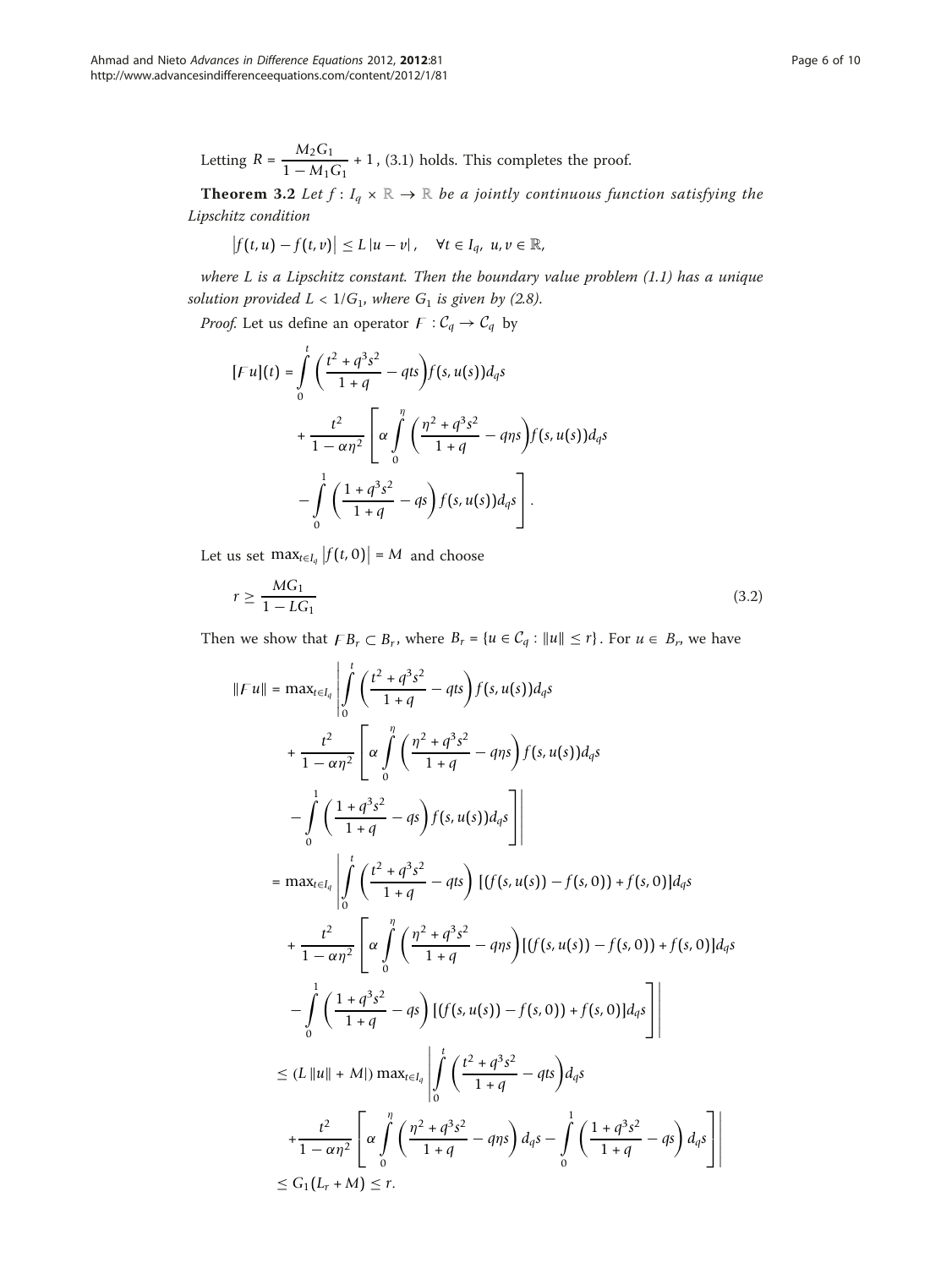Letting $R = \dfrac{M_2 G_1}{1 - M_1 G_1} + 1$, (3.1) holds. This completes the proof.

**Theorem 3.2** *Let $f : I_q \times \mathbb{R} \to \mathbb{R}$ be a jointly continuous function satisfying the Lipschitz condition*

$$\left|f(t, u) - f(t, v)\right| \leq L\left|u - v\right|, \quad \forall t \in I_q,\ u, v \in \mathbb{R},$$

*where L is a Lipschitz constant. Then the boundary value problem (1.1) has a unique solution provided $L < 1/G_1$, where $G_1$ is given by (2.8).*

*Proof.* Let us define an operator $\mathcal{F} : \mathcal{C}_q \to \mathcal{C}_q$ by

$$\begin{aligned}
[\mathcal{F}u](t) &= \int_0^t \left(\frac{t^2 + q^3 s^2}{1+q} - qts\right) f(s, u(s)) d_q s \\
&\quad + \frac{t^2}{1 - \alpha\eta^2}\left[\alpha \int_0^\eta \left(\frac{\eta^2 + q^3 s^2}{1+q} - q\eta s\right) f(s, u(s)) d_q s \right. \\
&\quad \left. - \int_0^1 \left(\frac{1 + q^3 s^2}{1+q} - qs\right) f(s, u(s)) d_q s\right].
\end{aligned}$$

Let us set $\max_{t \in I_q}\left|f(t, 0)\right| = M$ and choose

$$r \geq \frac{MG_1}{1 - LG_1} \tag{3.2}$$

Then we show that $\mathcal{F}B_r \subset B_r$, where $B_r = \{u \in \mathcal{C}_q : \|u\| \leq r\}$. For $u \in B_r$, we have

$$\begin{aligned}
\|\mathcal{F}u\| &= \max_{t \in I_q}\left|\int_0^t \left(\frac{t^2 + q^3 s^2}{1+q} - qts\right) f(s, u(s)) d_q s\right. \\
&\quad + \frac{t^2}{1 - \alpha\eta^2}\left[\alpha \int_0^\eta \left(\frac{\eta^2 + q^3 s^2}{1+q} - q\eta s\right) f(s, u(s)) d_q s\right. \\
&\quad \left.\left. - \int_0^1 \left(\frac{1 + q^3 s^2}{1+q} - qs\right) f(s, u(s)) d_q s\right]\right| \\
&= \max_{t \in I_q}\left|\int_0^t \left(\frac{t^2 + q^3 s^2}{1+q} - qts\right) [(f(s, u(s)) - f(s, 0)) + f(s, 0)] d_q s\right. \\
&\quad + \frac{t^2}{1 - \alpha\eta^2}\left[\alpha \int_0^\eta \left(\frac{\eta^2 + q^3 s^2}{1+q} - q\eta s\right) [(f(s, u(s)) - f(s, 0)) + f(s, 0)] d_q s\right. \\
&\quad \left.\left. - \int_0^1 \left(\frac{1 + q^3 s^2}{1+q} - qs\right) [(f(s, u(s)) - f(s, 0)) + f(s, 0)] d_q s\right]\right| \\
&\leq (L\|u\| + M|) \max_{t \in I_q}\left|\int_0^t \left(\frac{t^2 + q^3 s^2}{1+q} - qts\right) d_q s\right. \\
&\quad \left. + \frac{t^2}{1 - \alpha\eta^2}\left[\alpha \int_0^\eta \left(\frac{\eta^2 + q^3 s^2}{1+q} - q\eta s\right) d_q s - \int_0^1 \left(\frac{1 + q^3 s^2}{1+q} - qs\right) d_q s\right]\right| \\
&\leq G_1(L_r + M) \leq r.
\end{aligned}$$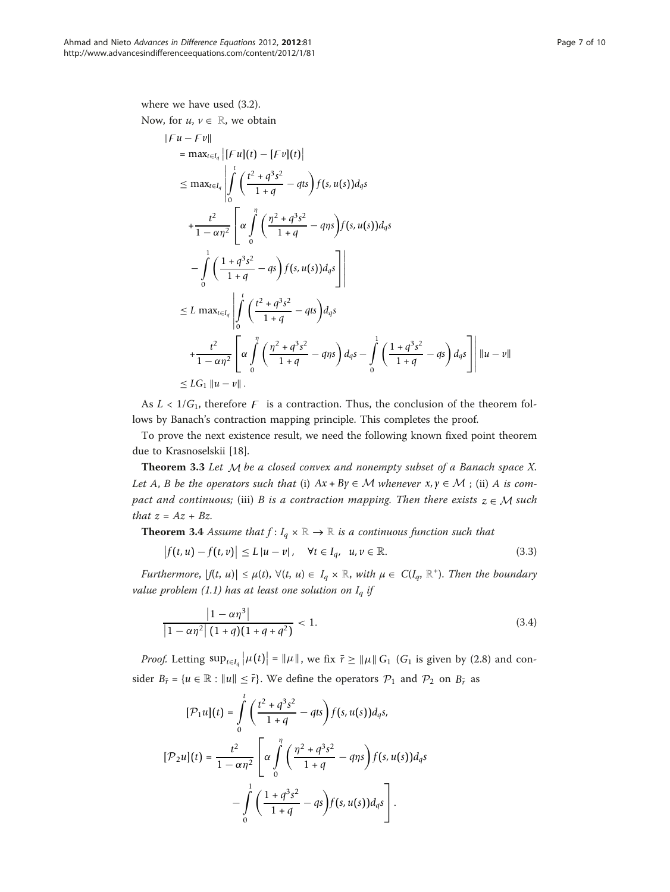where we have used (3.2).

Now, for $u, v \in \mathbb{R}$, we obtain

$$
\begin{aligned}
&\|\mathcal{F}u - \mathcal{F}v\| \\
&= \max_{t \in I_q} \left| [\mathcal{F}u](t) - [\mathcal{F}v](t) \right| \\
&\leq \max_{t \in I_q} \left| \int_0^t \left( \frac{t^2 + q^3 s^2}{1+q} - qts \right) f(s, u(s)) d_q s \right. \\
&\quad + \frac{t^2}{1 - \alpha\eta^2} \left[ \alpha \int_0^\eta \left( \frac{\eta^2 + q^3 s^2}{1+q} - q\eta s \right) f(s, u(s)) d_q s \right. \\
&\quad \left. \left. - \int_0^1 \left( \frac{1 + q^3 s^2}{1+q} - qs \right) f(s, u(s)) d_q s \right] \right| \\
&\leq L \max_{t \in I_q} \left| \int_0^t \left( \frac{t^2 + q^3 s^2}{1+q} - qts \right) d_q s \right. \\
&\quad \left. + \frac{t^2}{1 - \alpha\eta^2} \left[ \alpha \int_0^\eta \left( \frac{\eta^2 + q^3 s^2}{1+q} - q\eta s \right) d_q s - \int_0^1 \left( \frac{1 + q^3 s^2}{1+q} - qs \right) d_q s \right] \right| \|u - v\| \\
&\leq LG_1 \|u - v\|.
\end{aligned}
$$

As $L < 1/G_1$, therefore $\mathcal{F}$ is a contraction. Thus, the conclusion of the theorem follows by Banach's contraction mapping principle. This completes the proof.

To prove the next existence result, we need the following known fixed point theorem due to Krasnoselskii [18].

**Theorem 3.3** *Let $\mathcal{M}$ be a closed convex and nonempty subset of a Banach space X. Let A, B be the operators such that* (i) *$Ax + By \in \mathcal{M}$ whenever $x, y \in \mathcal{M}$* ; (ii) *A is compact and continuous;* (iii) *B is a contraction mapping. Then there exists $z \in \mathcal{M}$ such that $z = Az + Bz$.*

**Theorem 3.4** *Assume that $f : I_q \times \mathbb{R} \to \mathbb{R}$ is a continuous function such that*

$$
\left| f(t, u) - f(t, v) \right| \leq L |u - v|, \quad \forall t \in I_q, \;\; u, v \in \mathbb{R}. \tag{3.3}
$$

*Furthermore, $|f(t, u)| \leq \mu(t)$, $\forall (t, u) \in I_q \times \mathbb{R}$, with $\mu \in C(I_q, \mathbb{R}^+)$. Then the boundary value problem (1.1) has at least one solution on $I_q$ if*

$$
\frac{\left| 1 - \alpha\eta^3 \right|}{\left| 1 - \alpha\eta^2 \right| (1+q)(1+q+q^2)} < 1. \tag{3.4}
$$

*Proof.* Letting $\sup_{t \in I_q} \left| \mu(t) \right| = \|\mu\|$, we fix $\bar{r} \geq \|\mu\| G_1$ ($G_1$ is given by (2.8) and consider $B_{\bar{r}} = \{u \in \mathbb{R} : \|u\| \leq \bar{r}\}$. We define the operators $\mathcal{P}_1$ and $\mathcal{P}_2$ on $B_{\bar{r}}$ as

$$
[\mathcal{P}_1 u](t) = \int_0^t \left( \frac{t^2 + q^3 s^2}{1+q} - qts \right) f(s, u(s)) d_q s,
$$

$$
[\mathcal{P}_2 u](t) = \frac{t^2}{1 - \alpha\eta^2} \left[ \alpha \int_0^\eta \left( \frac{\eta^2 + q^3 s^2}{1+q} - q\eta s \right) f(s, u(s)) d_q s - \int_0^1 \left( \frac{1 + q^3 s^2}{1+q} - qs \right) f(s, u(s)) d_q s \right].
$$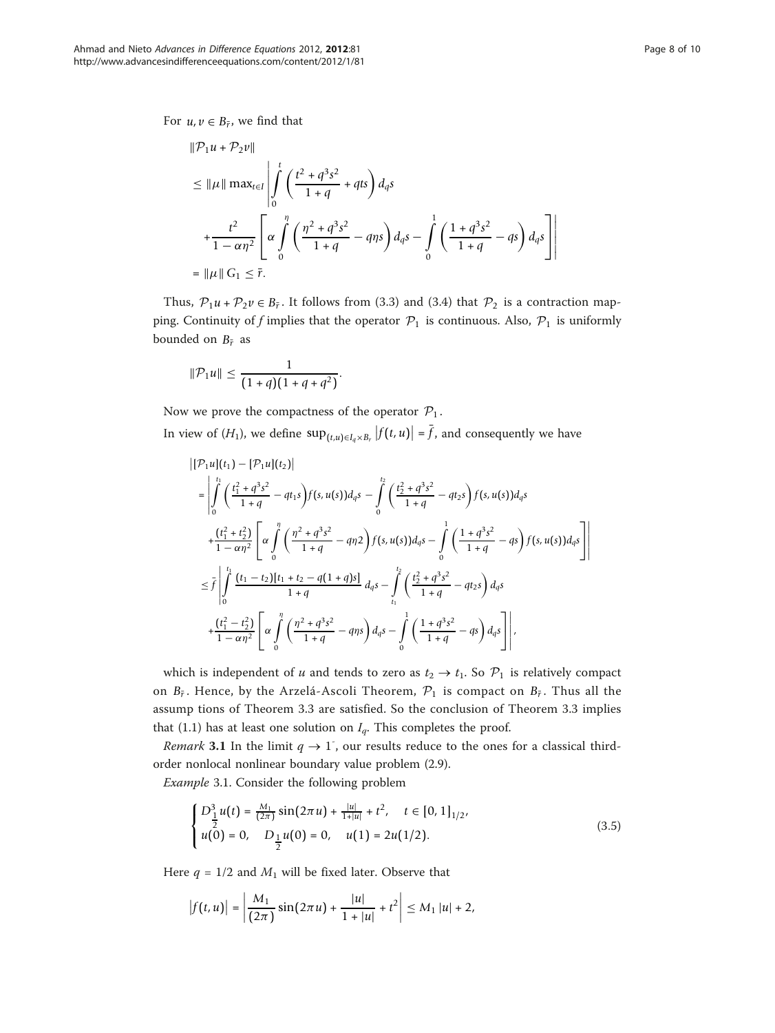For $u, v \in B_{\bar{r}}$, we find that

$$
\begin{aligned}
&\|\mathcal{P}_1 u + \mathcal{P}_2 v\| \\
&\leq \|\mu\| \max_{t\in I} \left| \int_0^t \left( \frac{t^2 + q^3 s^2}{1+q} + qts \right) d_q s \right. \\
&\quad \left. + \frac{t^2}{1-\alpha\eta^2} \left[ \alpha \int_0^\eta \left( \frac{\eta^2 + q^3 s^2}{1+q} - q\eta s \right) d_q s - \int_0^1 \left( \frac{1+q^3 s^2}{1+q} - qs \right) d_q s \right] \right| \\
&= \|\mu\| G_1 \leq \bar{r}.
\end{aligned}
$$

Thus, $\mathcal{P}_1 u + \mathcal{P}_2 v \in B_{\bar{r}}$. It follows from (3.3) and (3.4) that $\mathcal{P}_2$ is a contraction mapping. Continuity of $f$ implies that the operator $\mathcal{P}_1$ is continuous. Also, $\mathcal{P}_1$ is uniformly bounded on $B_{\bar{r}}$ as

$$
\|\mathcal{P}_1 u\| \leq \frac{1}{(1+q)(1+q+q^2)}.
$$

Now we prove the compactness of the operator $\mathcal{P}_1$.

In view of $(H_1)$, we define $\sup_{(t,u)\in I_q \times B_r} |f(t,u)| = \bar{f}$, and consequently we have

$$
\begin{aligned}
&|[\mathcal{P}_1 u](t_1) - [\mathcal{P}_1 u](t_2)| \\
&= \left| \int_0^{t_1} \left( \frac{t_1^2 + q^3 s^2}{1+q} - qt_1 s \right) f(s, u(s)) d_q s - \int_0^{t_2} \left( \frac{t_2^2 + q^3 s^2}{1+q} - qt_2 s \right) f(s, u(s)) d_q s \right. \\
&\quad \left. + \frac{(t_1^2 + t_2^2)}{1-\alpha\eta^2} \left[ \alpha \int_0^\eta \left( \frac{\eta^2 + q^3 s^2}{1+q} - q\eta 2 \right) f(s, u(s)) d_q s - \int_0^1 \left( \frac{1+q^3 s^2}{1+q} - qs \right) f(s, u(s)) d_q s \right] \right| \\
&\leq \bar{f} \left| \int_0^{t_1} \frac{(t_1 - t_2)[t_1 + t_2 - q(1+q)s]}{1+q} d_q s - \int_{t_1}^{t_2} \left( \frac{t_2^2 + q^3 s^2}{1+q} - qt_2 s \right) d_q s \right. \\
&\quad \left. + \frac{(t_1^2 - t_2^2)}{1-\alpha\eta^2} \left[ \alpha \int_0^\eta \left( \frac{\eta^2 + q^3 s^2}{1+q} - q\eta s \right) d_q s - \int_0^1 \left( \frac{1+q^3 s^2}{1+q} - qs \right) d_q s \right] \right|,
\end{aligned}
$$

which is independent of $u$ and tends to zero as $t_2 \to t_1$. So $\mathcal{P}_1$ is relatively compact on $B_{\bar{r}}$. Hence, by the Arzelá-Ascoli Theorem, $\mathcal{P}_1$ is compact on $B_{\bar{r}}$. Thus all the assump tions of Theorem 3.3 are satisfied. So the conclusion of Theorem 3.3 implies that (1.1) has at least one solution on $I_q$. This completes the proof.

*Remark* **3.1** In the limit $q \to 1^-$, our results reduce to the ones for a classical third-order nonlocal nonlinear boundary value problem (2.9).

*Example* 3.1. Consider the following problem

$$
\begin{cases}
D_{\frac{1}{2}}^3 u(t) = \frac{M_1}{(2\pi)} \sin(2\pi u) + \frac{|u|}{1+|u|} + t^2, & t \in [0,1]_{1/2}, \\
u(0) = 0, \quad D_{\frac{1}{2}} u(0) = 0, \quad u(1) = 2u(1/2).
\end{cases}
\tag{3.5}
$$

Here $q = 1/2$ and $M_1$ will be fixed later. Observe that

$$
|f(t,u)| = \left| \frac{M_1}{(2\pi)} \sin(2\pi u) + \frac{|u|}{1+|u|} + t^2 \right| \leq M_1 |u| + 2,
$$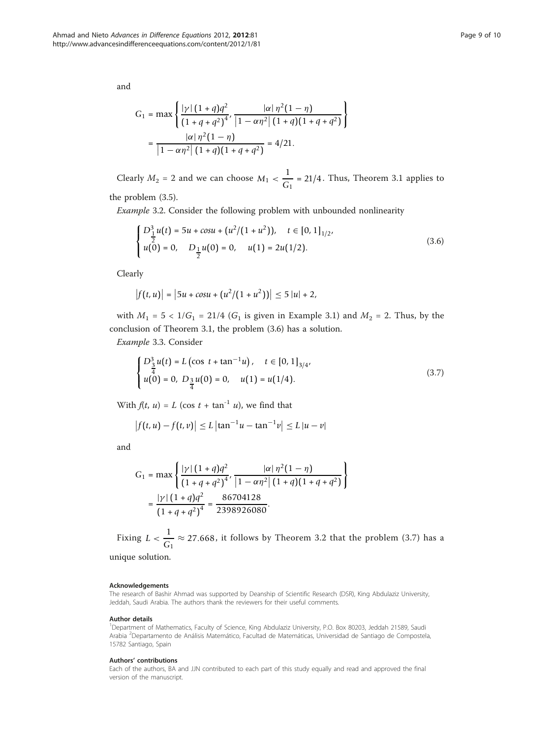and

$$G_1 = \max\left\{\frac{|\gamma|(1+q)q^2}{(1+q+q^2)^4}, \frac{|\alpha|\eta^2(1-\eta)}{|1-\alpha\eta^2|(1+q)(1+q+q^2)}\right\}$$
$$= \frac{|\alpha|\eta^2(1-\eta)}{|1-\alpha\eta^2|(1+q)(1+q+q^2)} = 4/21.$$

Clearly $M_2 = 2$ and we can choose $M_1 < \frac{1}{G_1} = 21/4$. Thus, Theorem 3.1 applies to the problem (3.5).

*Example* 3.2. Consider the following problem with unbounded nonlinearity

$$\begin{cases} D^3_{\frac{1}{2}}u(t) = 5u + cos u + (u^2/(1+u^2)), & t \in [0,1]_{1/2}, \\ u(0) = 0, \quad D_{\frac{1}{2}}u(0) = 0, \quad u(1) = 2u(1/2). \end{cases} \tag{3.6}$$

Clearly

$$|f(t,u)| = |5u + cos u + (u^2/(1+u^2))| \le 5|u| + 2,$$

with $M_1 = 5 < 1/G_1 = 21/4$ ($G_1$ is given in Example 3.1) and $M_2 = 2$. Thus, by the conclusion of Theorem 3.1, the problem (3.6) has a solution.

*Example* 3.3. Consider

$$\begin{cases} D^3_{\frac{3}{4}}u(t) = L\left(\cos\ t + \tan^{-1}u\right), & t \in [0,1]_{3/4}, \\ u(0) = 0,\ D_{\frac{3}{4}}u(0) = 0, \quad u(1) = u(1/4). \end{cases} \tag{3.7}$$

With $f(t, u) = L(\cos t + \tan^{-1} u)$, we find that

$$|f(t,u) - f(t,v)| \le L\left|\tan^{-1}u - \tan^{-1}v\right| \le L|u-v|$$

and

$$G_1 = \max\left\{\frac{|\gamma|(1+q)q^2}{(1+q+q^2)^4}, \frac{|\alpha|\eta^2(1-\eta)}{|1-\alpha\eta^2|(1+q)(1+q+q^2)}\right\}$$
$$= \frac{|\gamma|(1+q)q^2}{(1+q+q^2)^4} = \frac{86704128}{2398926080}.$$

Fixing $L < \frac{1}{G_1} \approx 27.668$, it follows by Theorem 3.2 that the problem (3.7) has a unique solution.

#### Acknowledgements

The research of Bashir Ahmad was supported by Deanship of Scientific Research (DSR), King Abdulaziz University, Jeddah, Saudi Arabia. The authors thank the reviewers for their useful comments.

#### Author details

[1]Department of Mathematics, Faculty of Science, King Abdulaziz University, P.O. Box 80203, Jeddah 21589, Saudi Arabia [2]Departamento de Análisis Matemático, Facultad de Matemáticas, Universidad de Santiago de Compostela, 15782 Santiago, Spain

#### Authors' contributions

Each of the authors, BA and JJN contributed to each part of this study equally and read and approved the final version of the manuscript.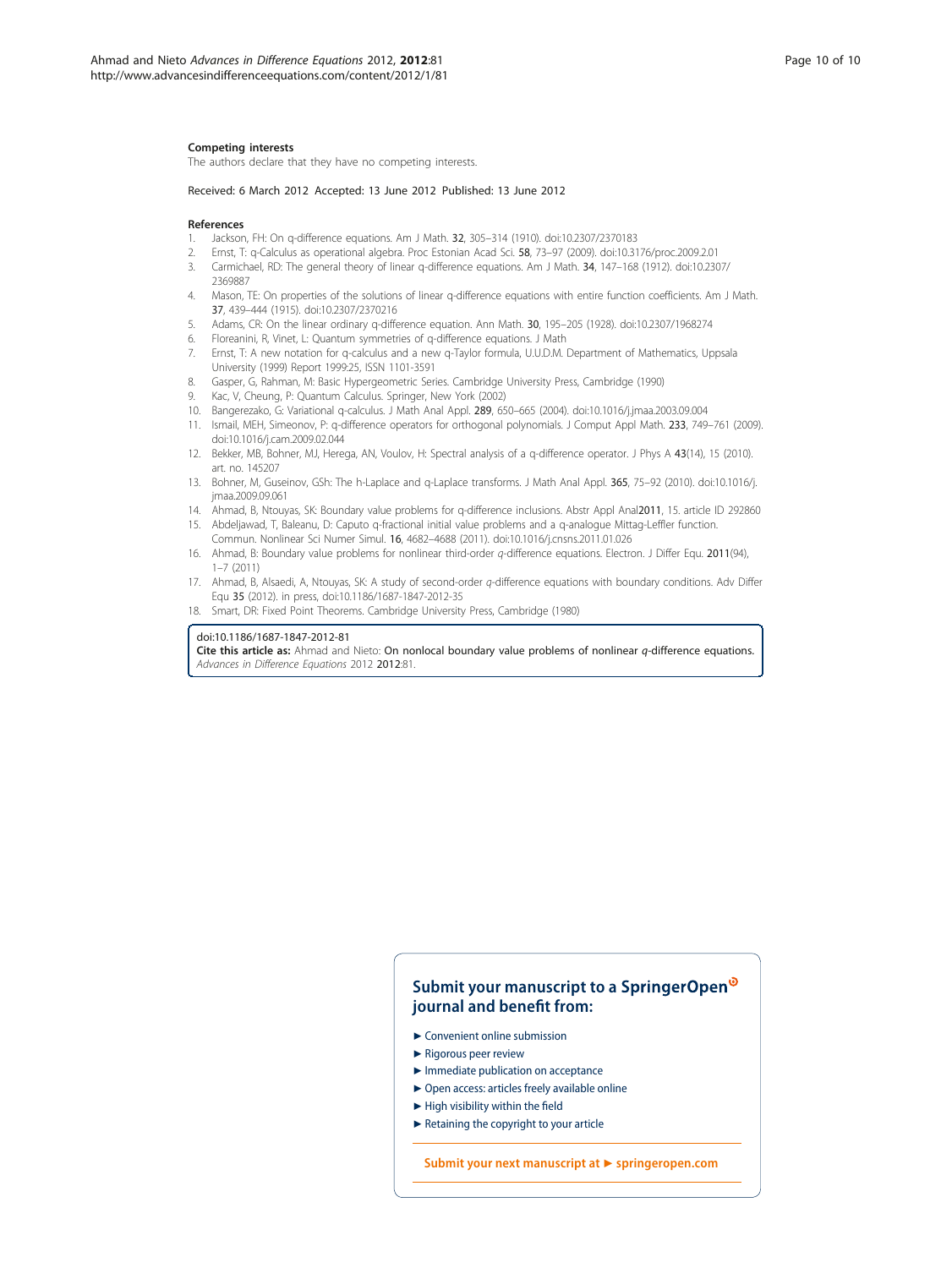**Competing interests**

The authors declare that they have no competing interests.

Received: 6 March 2012 Accepted: 13 June 2012 Published: 13 June 2012

**References**

1. Jackson, FH: On q-difference equations. Am J Math. **32**, 305–314 (1910). doi:10.2307/2370183
2. Ernst, T: q-Calculus as operational algebra. Proc Estonian Acad Sci. **58**, 73–97 (2009). doi:10.3176/proc.2009.2.01
3. Carmichael, RD: The general theory of linear q-difference equations. Am J Math. **34**, 147–168 (1912). doi:10.2307/2369887
4. Mason, TE: On properties of the solutions of linear q-difference equations with entire function coefficients. Am J Math. **37**, 439–444 (1915). doi:10.2307/2370216
5. Adams, CR: On the linear ordinary q-difference equation. Ann Math. **30**, 195–205 (1928). doi:10.2307/1968274
6. Floreanini, R, Vinet, L: Quantum symmetries of q-difference equations. J Math
7. Ernst, T: A new notation for q-calculus and a new q-Taylor formula, U.U.D.M. Department of Mathematics, Uppsala University (1999) Report 1999:25, ISSN 1101-3591
8. Gasper, G, Rahman, M: Basic Hypergeometric Series. Cambridge University Press, Cambridge (1990)
9. Kac, V, Cheung, P: Quantum Calculus. Springer, New York (2002)
10. Bangerezako, G: Variational q-calculus. J Math Anal Appl. **289**, 650–665 (2004). doi:10.1016/j.jmaa.2003.09.004
11. Ismail, MEH, Simeonov, P: q-difference operators for orthogonal polynomials. J Comput Appl Math. **233**, 749–761 (2009). doi:10.1016/j.cam.2009.02.044
12. Bekker, MB, Bohner, MJ, Herega, AN, Voulov, H: Spectral analysis of a q-difference operator. J Phys A **43**(14), 15 (2010). art. no. 145207
13. Bohner, M, Guseinov, GSh: The h-Laplace and q-Laplace transforms. J Math Anal Appl. **365**, 75–92 (2010). doi:10.1016/j.jmaa.2009.09.061
14. Ahmad, B, Ntouyas, SK: Boundary value problems for q-difference inclusions. Abstr Appl Anal**2011**, 15. article ID 292860
15. Abdeljawad, T, Baleanu, D: Caputo q-fractional initial value problems and a q-analogue Mittag-Leffler function. Commun. Nonlinear Sci Numer Simul. **16**, 4682–4688 (2011). doi:10.1016/j.cnsns.2011.01.026
16. Ahmad, B: Boundary value problems for nonlinear third-order *q*-difference equations. Electron. J Differ Equ. **2011**(94), 1–7 (2011)
17. Ahmad, B, Alsaedi, A, Ntouyas, SK: A study of second-order *q*-difference equations with boundary conditions. Adv Differ Equ **35** (2012). in press, doi:10.1186/1687-1847-2012-35
18. Smart, DR: Fixed Point Theorems. Cambridge University Press, Cambridge (1980)

doi:10.1186/1687-1847-2012-81
**Cite this article as:** Ahmad and Nieto: On nonlocal boundary value problems of nonlinear *q*-difference equations. *Advances in Difference Equations* 2012 **2012**:81.

**Submit your manuscript to a SpringerOpen journal and benefit from:**

- ► Convenient online submission
- ► Rigorous peer review
- ► Immediate publication on acceptance
- ► Open access: articles freely available online
- ► High visibility within the field
- ► Retaining the copyright to your article

**Submit your next manuscript at ► springeropen.com**